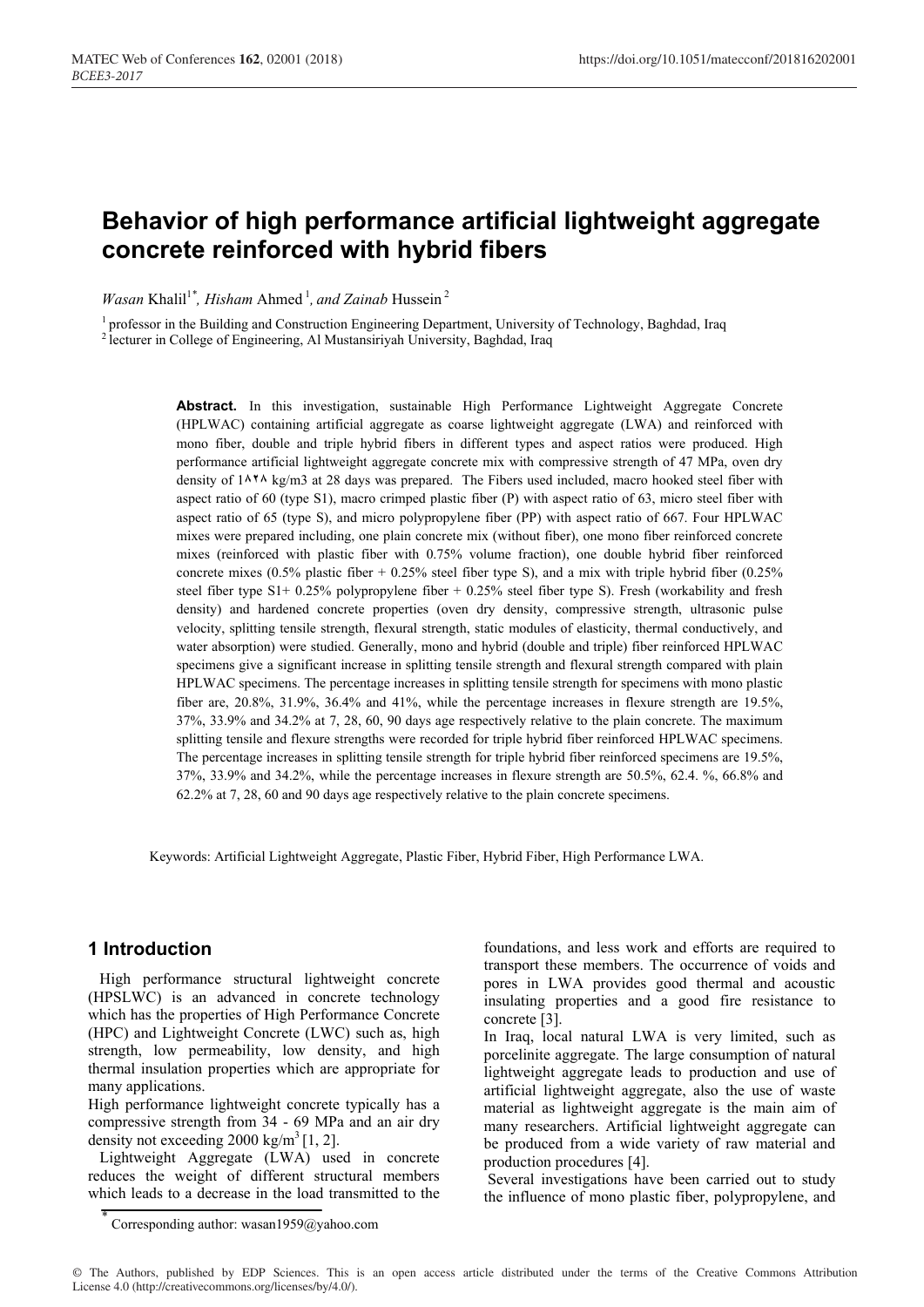# Behavior of high performance artificial lightweight aggregate concrete reinforced with hybrid fibers

*Wasan* Khalil[1*], *Hisham* Ahmed[1], *and Zainab* Hussein[2]

[1] professor in the Building and Construction Engineering Department, University of Technology, Baghdad, Iraq
[2] lecturer in College of Engineering, Al Mustansiriyah University, Baghdad, Iraq

**Abstract.** In this investigation, sustainable High Performance Lightweight Aggregate Concrete (HPLWAC) containing artificial aggregate as coarse lightweight aggregate (LWA) and reinforced with mono fiber, double and triple hybrid fibers in different types and aspect ratios were produced. High performance artificial lightweight aggregate concrete mix with compressive strength of 47 MPa, oven dry density of 1۸۲۸ kg/m3 at 28 days was prepared. The Fibers used included, macro hooked steel fiber with aspect ratio of 60 (type S1), macro crimped plastic fiber (P) with aspect ratio of 63, micro steel fiber with aspect ratio of 65 (type S), and micro polypropylene fiber (PP) with aspect ratio of 667. Four HPLWAC mixes were prepared including, one plain concrete mix (without fiber), one mono fiber reinforced concrete mixes (reinforced with plastic fiber with 0.75% volume fraction), one double hybrid fiber reinforced concrete mixes (0.5% plastic fiber + 0.25% steel fiber type S), and a mix with triple hybrid fiber (0.25% steel fiber type S1+ 0.25% polypropylene fiber + 0.25% steel fiber type S). Fresh (workability and fresh density) and hardened concrete properties (oven dry density, compressive strength, ultrasonic pulse velocity, splitting tensile strength, flexural strength, static modules of elasticity, thermal conductively, and water absorption) were studied. Generally, mono and hybrid (double and triple) fiber reinforced HPLWAC specimens give a significant increase in splitting tensile strength and flexural strength compared with plain HPLWAC specimens. The percentage increases in splitting tensile strength for specimens with mono plastic fiber are, 20.8%, 31.9%, 36.4% and 41%, while the percentage increases in flexure strength are 19.5%, 37%, 33.9% and 34.2% at 7, 28, 60, 90 days age respectively relative to the plain concrete. The maximum splitting tensile and flexure strengths were recorded for triple hybrid fiber reinforced HPLWAC specimens. The percentage increases in splitting tensile strength for triple hybrid fiber reinforced specimens are 19.5%, 37%, 33.9% and 34.2%, while the percentage increases in flexure strength are 50.5%, 62.4. %, 66.8% and 62.2% at 7, 28, 60 and 90 days age respectively relative to the plain concrete specimens.

Keywords: Artificial Lightweight Aggregate, Plastic Fiber, Hybrid Fiber, High Performance LWA.

## 1 Introduction

High performance structural lightweight concrete (HPSLWC) is an advanced in concrete technology which has the properties of High Performance Concrete (HPC) and Lightweight Concrete (LWC) such as, high strength, low permeability, low density, and high thermal insulation properties which are appropriate for many applications.

High performance lightweight concrete typically has a compressive strength from 34 - 69 MPa and an air dry density not exceeding 2000 kg/m$^3$ [1, 2].

Lightweight Aggregate (LWA) used in concrete reduces the weight of different structural members which leads to a decrease in the load transmitted to the foundations, and less work and efforts are required to transport these members. The occurrence of voids and pores in LWA provides good thermal and acoustic insulating properties and a good fire resistance to concrete [3].

In Iraq, local natural LWA is very limited, such as porcelinite aggregate. The large consumption of natural lightweight aggregate leads to production and use of artificial lightweight aggregate, also the use of waste material as lightweight aggregate is the main aim of many researchers. Artificial lightweight aggregate can be produced from a wide variety of raw material and production procedures [4].

Several investigations have been carried out to study the influence of mono plastic fiber, polypropylene, and

* Corresponding author: wasan1959@yahoo.com

© The Authors, published by EDP Sciences. This is an open access article distributed under the terms of the Creative Commons Attribution License 4.0 (http://creativecommons.org/licenses/by/4.0/).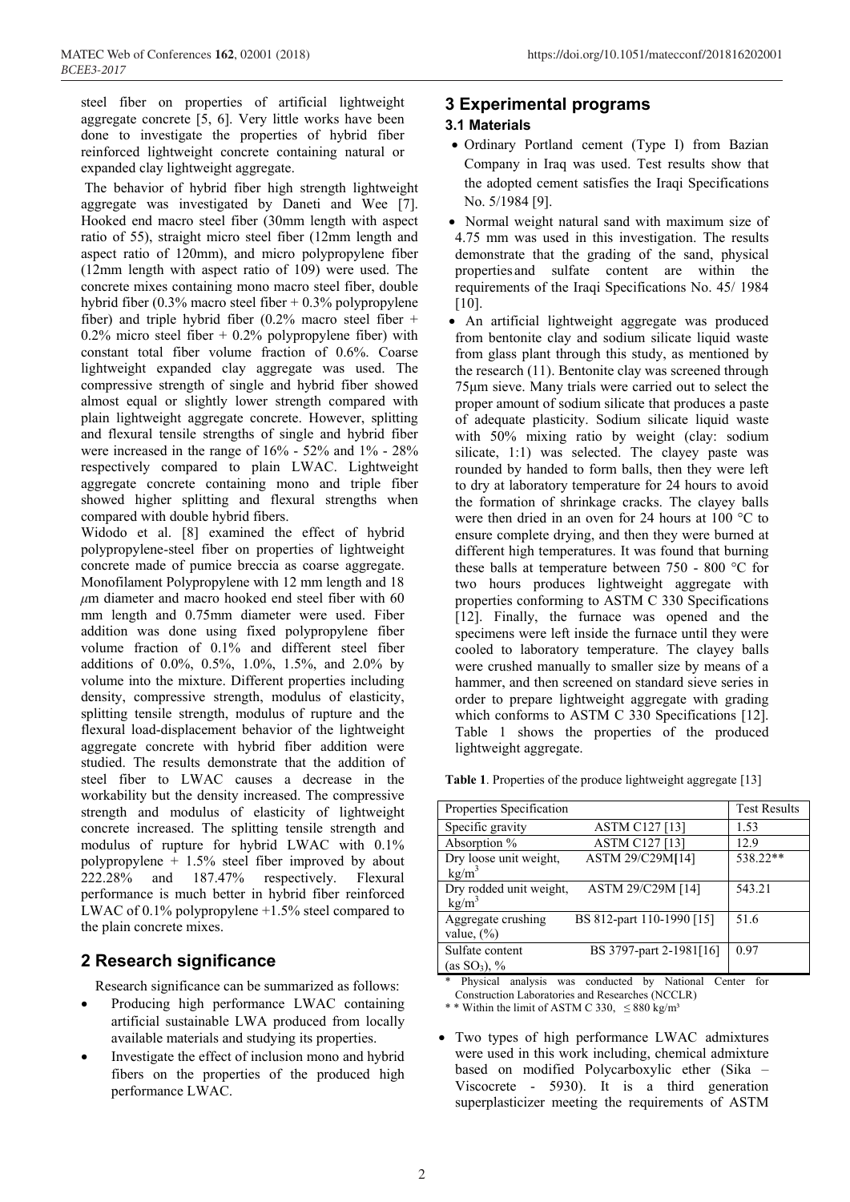steel fiber on properties of artificial lightweight aggregate concrete [5, 6]. Very little works have been done to investigate the properties of hybrid fiber reinforced lightweight concrete containing natural or expanded clay lightweight aggregate.

The behavior of hybrid fiber high strength lightweight aggregate was investigated by Daneti and Wee [7]. Hooked end macro steel fiber (30mm length with aspect ratio of 55), straight micro steel fiber (12mm length and aspect ratio of 120mm), and micro polypropylene fiber (12mm length with aspect ratio of 109) were used. The concrete mixes containing mono macro steel fiber, double hybrid fiber (0.3% macro steel fiber + 0.3% polypropylene fiber) and triple hybrid fiber (0.2% macro steel fiber + 0.2% micro steel fiber + 0.2% polypropylene fiber) with constant total fiber volume fraction of 0.6%. Coarse lightweight expanded clay aggregate was used. The compressive strength of single and hybrid fiber showed almost equal or slightly lower strength compared with plain lightweight aggregate concrete. However, splitting and flexural tensile strengths of single and hybrid fiber were increased in the range of 16% - 52% and 1% - 28% respectively compared to plain LWAC. Lightweight aggregate concrete containing mono and triple fiber showed higher splitting and flexural strengths when compared with double hybrid fibers.

Widodo et al. [8] examined the effect of hybrid polypropylene-steel fiber on properties of lightweight concrete made of pumice breccia as coarse aggregate. Monofilament Polypropylene with 12 mm length and 18 $\mu$m diameter and macro hooked end steel fiber with 60 mm length and 0.75mm diameter were used. Fiber addition was done using fixed polypropylene fiber volume fraction of 0.1% and different steel fiber additions of 0.0%, 0.5%, 1.0%, 1.5%, and 2.0% by volume into the mixture. Different properties including density, compressive strength, modulus of elasticity, splitting tensile strength, modulus of rupture and the flexural load-displacement behavior of the lightweight aggregate concrete with hybrid fiber addition were studied. The results demonstrate that the addition of steel fiber to LWAC causes a decrease in the workability but the density increased. The compressive strength and modulus of elasticity of lightweight concrete increased. The splitting tensile strength and modulus of rupture for hybrid LWAC with 0.1% polypropylene + 1.5% steel fiber improved by about 222.28% and 187.47% respectively. Flexural performance is much better in hybrid fiber reinforced LWAC of 0.1% polypropylene +1.5% steel compared to the plain concrete mixes.

## 2 Research significance

Research significance can be summarized as follows:

- Producing high performance LWAC containing artificial sustainable LWA produced from locally available materials and studying its properties.
- Investigate the effect of inclusion mono and hybrid fibers on the properties of the produced high performance LWAC.

## 3 Experimental programs

### 3.1 Materials

- Ordinary Portland cement (Type I) from Bazian Company in Iraq was used. Test results show that the adopted cement satisfies the Iraqi Specifications No. 5/1984 [9].
- Normal weight natural sand with maximum size of 4.75 mm was used in this investigation. The results demonstrate that the grading of the sand, physical properties and sulfate content are within the requirements of the Iraqi Specifications No. 45/ 1984 [10].
- An artificial lightweight aggregate was produced from bentonite clay and sodium silicate liquid waste from glass plant through this study, as mentioned by the research (11). Bentonite clay was screened through 75µm sieve. Many trials were carried out to select the proper amount of sodium silicate that produces a paste of adequate plasticity. Sodium silicate liquid waste with 50% mixing ratio by weight (clay: sodium silicate, 1:1) was selected. The clayey paste was rounded by handed to form balls, then they were left to dry at laboratory temperature for 24 hours to avoid the formation of shrinkage cracks. The clayey balls were then dried in an oven for 24 hours at 100 °C to ensure complete drying, and then they were burned at different high temperatures. It was found that burning these balls at temperature between 750 - 800 °C for two hours produces lightweight aggregate with properties conforming to ASTM C 330 Specifications [12]. Finally, the furnace was opened and the specimens were left inside the furnace until they were cooled to laboratory temperature. The clayey balls were crushed manually to smaller size by means of a hammer, and then screened on standard sieve series in order to prepare lightweight aggregate with grading which conforms to ASTM C 330 Specifications [12]. Table 1 shows the properties of the produced lightweight aggregate.

**Table 1**. Properties of the produce lightweight aggregate [13]

| Properties | Specification | Test Results |
|---|---|---|
| Specific gravity | ASTM C127 [13] | 1.53 |
| Absorption % | ASTM C127 [13] | 12.9 |
| Dry loose unit weight, kg/m$^3$ | ASTM 29/C29M[14] | 538.22** |
| Dry rodded unit weight, kg/m$^3$ | ASTM 29/C29M [14] | 543.21 |
| Aggregate crushing value, (%) | BS 812-part 110-1990 [15] | 51.6 |
| Sulfate content (as $SO_3$), % | BS 3797-part 2-1981[16] | 0.97 |

\* Physical analysis was conducted by National Center for Construction Laboratories and Researches (NCCLR)

\* \* Within the limit of ASTM C 330, ≤ 880 kg/m$^3$

- Two types of high performance LWAC admixtures were used in this work including, chemical admixture based on modified Polycarboxylic ether (Sika – Viscocrete - 5930). It is a third generation superplasticizer meeting the requirements of ASTM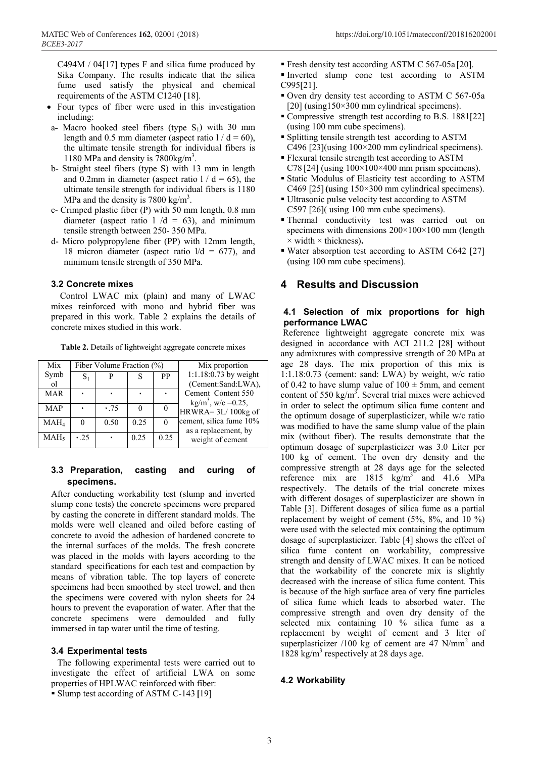C494M / 04[17] types F and silica fume produced by Sika Company. The results indicate that the silica fume used satisfy the physical and chemical requirements of the ASTM C1240 [18].

- Four types of fiber were used in this investigation including:
  - a- Macro hooked steel fibers (type $S_1$) with 30 mm length and 0.5 mm diameter (aspect ratio $l / d = 60$), the ultimate tensile strength for individual fibers is 1180 MPa and density is $7800 kg/m^3$.
  - b- Straight steel fibers (type S) with 13 mm in length and 0.2mm in diameter (aspect ratio $l / d = 65$), the ultimate tensile strength for individual fibers is 1180 MPa and the density is $7800 kg/m^3$.
  - c- Crimped plastic fiber (P) with 50 mm length, 0.8 mm diameter (aspect ratio $l /d = 63$), and minimum tensile strength between 250- 350 MPa.
  - d- Micro polypropylene fiber (PP) with 12mm length, 18 micron diameter (aspect ratio $l/d = 677$), and minimum tensile strength of 350 MPa.

### 3.2 Concrete mixes

Control LWAC mix (plain) and many of LWAC mixes reinforced with mono and hybrid fiber was prepared in this work. Table 2 explains the details of concrete mixes studied in this work.

**Table 2.** Details of lightweight aggregate concrete mixes

| Mix Symbol | Fiber Volume Fraction (%) | | | | Mix proportion |
|---|---|---|---|---|---|
| | $S_1$ | P | S | PP | 1:1.18:0.73 by weight (Cement:Sand:LWA), Cement Content 550 $kg/m^3$, w/c =0.25, HRWRA= 3L/ 100kg of cement, silica fume 10% as a replacement, by weight of cement |
| MAR | ٠ | ٠ | ٠ | ٠ | |
| MAP | ٠ | ٠.75 | 0 | 0 | |
| $MAH_4$ | 0 | 0.50 | 0.25 | 0 | |
| $MAH_5$ | ٠.25 | ٠ | 0.25 | 0.25 | |

### 3.3 Preparation, casting and curing of specimens.

After conducting workability test (slump and inverted slump cone tests) the concrete specimens were prepared by casting the concrete in different standard molds. The molds were well cleaned and oiled before casting of concrete to avoid the adhesion of hardened concrete to the internal surfaces of the molds. The fresh concrete was placed in the molds with layers according to the standard specifications for each test and compaction by means of vibration table. The top layers of concrete specimens had been smoothed by steel trowel, and then the specimens were covered with nylon sheets for 24 hours to prevent the evaporation of water. After that the concrete specimens were demoulded and fully immersed in tap water until the time of testing.

### 3.4 Experimental tests

The following experimental tests were carried out to investigate the effect of artificial LWA on some properties of HPLWAC reinforced with fiber:

- Slump test according of ASTM C-143 [19]
- Fresh density test according ASTM C 567-05a [20].
- Inverted slump cone test according to ASTM C995[21].
- Oven dry density test according to ASTM C 567-05a [20] (using150×300 mm cylindrical specimens).
- Compressive strength test according to B.S. 1881[22] (using 100 mm cube specimens).
- Splitting tensile strength test according to ASTM C496 [23](using 100×200 mm cylindrical specimens).
- Flexural tensile strength test according to ASTM C78 [24] (using 100×100×400 mm prism specimens).
- Static Modulus of Elasticity test according to ASTM C469 [25] (using 150×300 mm cylindrical specimens).
- Ultrasonic pulse velocity test according to ASTM C597 [26]( using 100 mm cube specimens).
- Thermal conductivity test was carried out on specimens with dimensions 200×100×100 mm (length × width × thickness).
- Water absorption test according to ASTM C642 [27] (using 100 mm cube specimens).

## 4 Results and Discussion

### 4.1 Selection of mix proportions for high performance LWAC

Reference lightweight aggregate concrete mix was designed in accordance with ACI 211.2 [28] without any admixtures with compressive strength of 20 MPa at age 28 days. The mix proportion of this mix is 1:1.18:0.73 (cement: sand: LWA) by weight, w/c ratio of 0.42 to have slump value of 100 ± 5mm, and cement content of 550 $kg/m^3$. Several trial mixes were achieved in order to select the optimum silica fume content and the optimum dosage of superplasticizer, while w/c ratio was modified to have the same slump value of the plain mix (without fiber). The results demonstrate that the optimum dosage of superplasticizer was 3.0 Liter per 100 kg of cement. The oven dry density and the compressive strength at 28 days age for the selected reference mix are 1815 $kg/m^3$ and 41.6 MPa respectively. The details of the trial concrete mixes with different dosages of superplasticizer are shown in Table [3]. Different dosages of silica fume as a partial replacement by weight of cement (5%, 8%, and 10 %) were used with the selected mix containing the optimum dosage of superplasticizer. Table [4] shows the effect of silica fume content on workability, compressive strength and density of LWAC mixes. It can be noticed that the workability of the concrete mix is slightly decreased with the increase of silica fume content. This is because of the high surface area of very fine particles of silica fume which leads to absorbed water. The compressive strength and oven dry density of the selected mix containing 10 % silica fume as a replacement by weight of cement and 3 liter of superplasticizer /100 kg of cement are 47 $N/mm^2$ and 1828 $kg/m^3$ respectively at 28 days age.

### 4.2 Workability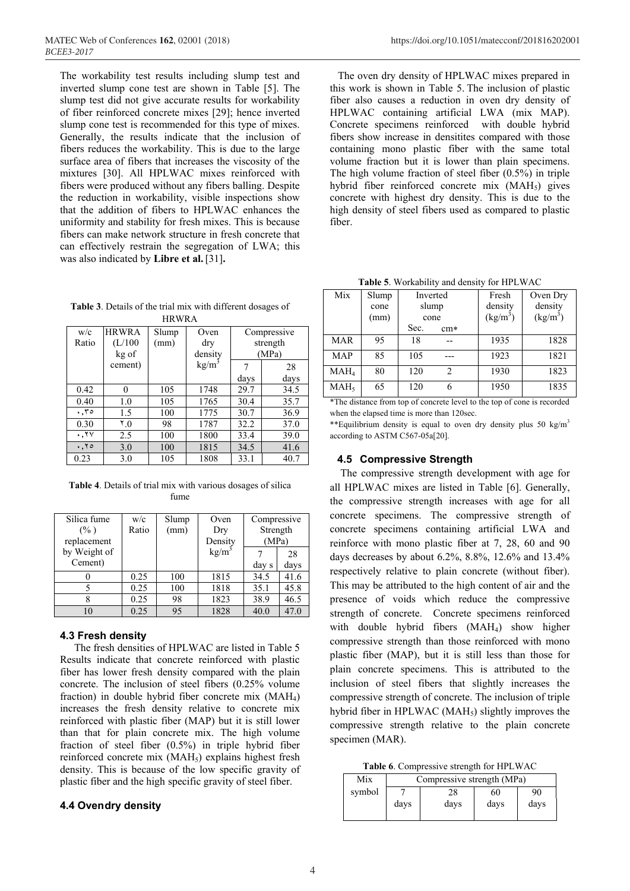The workability test results including slump test and inverted slump cone test are shown in Table [5]. The slump test did not give accurate results for workability of fiber reinforced concrete mixes [29]; hence inverted slump cone test is recommended for this type of mixes. Generally, the results indicate that the inclusion of fibers reduces the workability. This is due to the large surface area of fibers that increases the viscosity of the mixtures [30]. All HPLWAC mixes reinforced with fibers were produced without any fibers balling. Despite the reduction in workability, visible inspections show that the addition of fibers to HPLWAC enhances the uniformity and stability for fresh mixes. This is because fibers can make network structure in fresh concrete that can effectively restrain the segregation of LWA; this was also indicated by **Libre et al.** [31]**.**

**Table 3**. Details of the trial mix with different dosages of HRWRA

| w/c Ratio | HRWRA (L/100 kg of cement) | Slump (mm) | Oven dry density kg/m$^3$ | Compressive strength (MPa) | |
|---|---|---|---|---|---|
| | | | | 7 days | 28 days |
| 0.42 | 0 | 105 | 1748 | 29.7 | 34.5 |
| 0.40 | 1.0 | 105 | 1765 | 30.4 | 35.7 |
| ٠,٣٥ | 1.5 | 100 | 1775 | 30.7 | 36.9 |
| 0.30 | ٢.0 | 98 | 1787 | 32.2 | 37.0 |
| ٠,٢٧ | 2.5 | 100 | 1800 | 33.4 | 39.0 |
| ٠,٢٥ | 3.0 | 100 | 1815 | 34.5 | 41.6 |
| 0.23 | 3.0 | 105 | 1808 | 33.1 | 40.7 |

**Table 4**. Details of trial mix with various dosages of silica fume

| Silica fume (% ) replacement by Weight of Cement) | w/c Ratio | Slump (mm) | Oven Dry Density kg/m$^3$ | Compressive Strength (MPa) | |
|---|---|---|---|---|---|
| | | | | 7 day s | 28 days |
| 0 | 0.25 | 100 | 1815 | 34.5 | 41.6 |
| 5 | 0.25 | 100 | 1818 | 35.1 | 45.8 |
| 8 | 0.25 | 98 | 1823 | 38.9 | 46.5 |
| 10 | 0.25 | 95 | 1828 | 40.0 | 47.0 |

### 4.3 Fresh density

The fresh densities of HPLWAC are listed in Table 5 Results indicate that concrete reinforced with plastic fiber has lower fresh density compared with the plain concrete. The inclusion of steel fibers (0.25% volume fraction) in double hybrid fiber concrete mix ($MAH_4$) increases the fresh density relative to concrete mix reinforced with plastic fiber (MAP) but it is still lower than that for plain concrete mix. The high volume fraction of steel fiber (0.5%) in triple hybrid fiber reinforced concrete mix ($MAH_5$) explains highest fresh density. This is because of the low specific gravity of plastic fiber and the high specific gravity of steel fiber.

### 4.4 Ovendry density

The oven dry density of HPLWAC mixes prepared in this work is shown in Table 5. The inclusion of plastic fiber also causes a reduction in oven dry density of HPLWAC containing artificial LWA (mix MAP). Concrete specimens reinforced with double hybrid fibers show increase in densitites compared with those containing mono plastic fiber with the same total volume fraction but it is lower than plain specimens. The high volume fraction of steel fiber (0.5%) in triple hybrid fiber reinforced concrete mix ($MAH_5$) gives concrete with highest dry density. This is due to the high density of steel fibers used as compared to plastic fiber.

**Table 5**. Workability and density for HPLWAC

| Mix | Slump cone (mm) | Inverted slump cone | | Fresh density (kg/m$^3$) | Oven Dry density (kg/m$^3$) |
|---|---|---|---|---|---|
| | | Sec. | cm* | | |
| MAR | 95 | 18 | -- | 1935 | 1828 |
| MAP | 85 | 105 | --- | 1923 | 1821 |
| $MAH_4$ | 80 | 120 | 2 | 1930 | 1823 |
| $MAH_5$ | 65 | 120 | 6 | 1950 | 1835 |

*The distance from top of concrete level to the top of cone is recorded when the elapsed time is more than 120sec.

**Equilibrium density is equal to oven dry density plus 50 kg/m$^3$ according to ASTM C567-05a[20].

### 4.5 Compressive Strength

The compressive strength development with age for all HPLWAC mixes are listed in Table [6]. Generally, the compressive strength increases with age for all concrete specimens. The compressive strength of concrete specimens containing artificial LWA and reinforce with mono plastic fiber at 7, 28, 60 and 90 days decreases by about 6.2%, 8.8%, 12.6% and 13.4% respectively relative to plain concrete (without fiber). This may be attributed to the high content of air and the presence of voids which reduce the compressive strength of concrete. Concrete specimens reinforced with double hybrid fibers ($MAH_4$) show higher compressive strength than those reinforced with mono plastic fiber (MAP), but it is still less than those for plain concrete specimens. This is attributed to the inclusion of steel fibers that slightly increases the compressive strength of concrete. The inclusion of triple hybrid fiber in HPLWAC ($MAH_5$) slightly improves the compressive strength relative to the plain concrete specimen (MAR).

**Table 6**. Compressive strength for HPLWAC

| Mix symbol | Compressive strength (MPa) | | | |
|---|---|---|---|---|
| | 7 days | 28 days | 60 days | 90 days |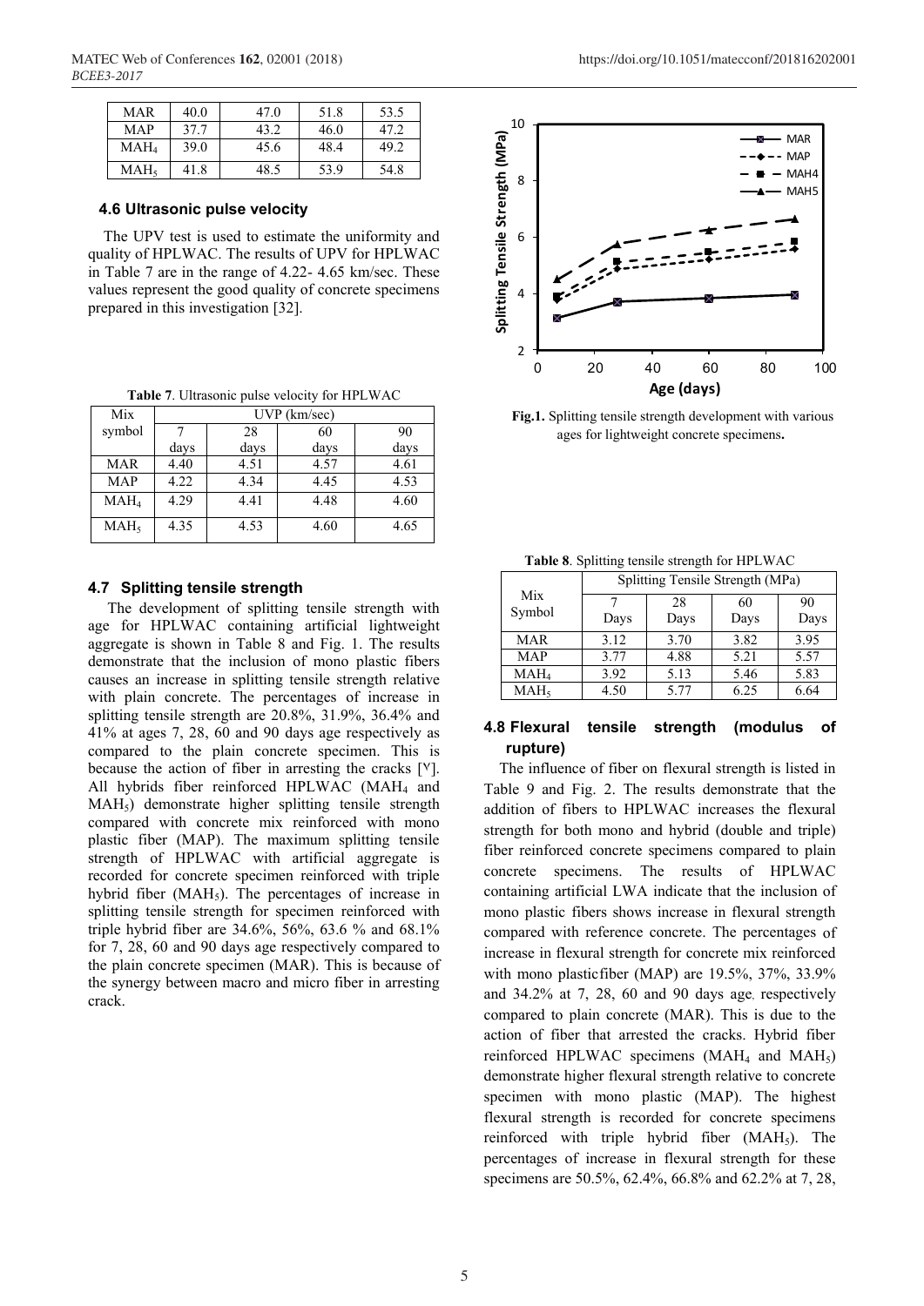| MAR | 40.0 | 47.0 | 51.8 | 53.5 |
|---|---|---|---|---|
| MAP | 37.7 | 43.2 | 46.0 | 47.2 |
| $MAH_4$ | 39.0 | 45.6 | 48.4 | 49.2 |
| $MAH_5$ | 41.8 | 48.5 | 53.9 | 54.8 |

### 4.6 Ultrasonic pulse velocity

The UPV test is used to estimate the uniformity and quality of HPLWAC. The results of UPV for HPLWAC in Table 7 are in the range of 4.22- 4.65 km/sec. These values represent the good quality of concrete specimens prepared in this investigation [32].

**Table 7**. Ultrasonic pulse velocity for HPLWAC

| Mix symbol | UVP (km/sec) | | | |
|---|---|---|---|---|
| | 7 days | 28 days | 60 days | 90 days |
| MAR | 4.40 | 4.51 | 4.57 | 4.61 |
| MAP | 4.22 | 4.34 | 4.45 | 4.53 |
| $MAH_4$ | 4.29 | 4.41 | 4.48 | 4.60 |
| $MAH_5$ | 4.35 | 4.53 | 4.60 | 4.65 |

### 4.7 Splitting tensile strength

The development of splitting tensile strength with age for HPLWAC containing artificial lightweight aggregate is shown in Table 8 and Fig. 1. The results demonstrate that the inclusion of mono plastic fibers causes an increase in splitting tensile strength relative with plain concrete. The percentages of increase in splitting tensile strength are 20.8%, 31.9%, 36.4% and 41% at ages 7, 28, 60 and 90 days age respectively as compared to the plain concrete specimen. This is because the action of fiber in arresting the cracks [٧]. All hybrids fiber reinforced HPLWAC ($MAH_4$ and $MAH_5$) demonstrate higher splitting tensile strength compared with concrete mix reinforced with mono plastic fiber (MAP). The maximum splitting tensile strength of HPLWAC with artificial aggregate is recorded for concrete specimen reinforced with triple hybrid fiber ($MAH_5$). The percentages of increase in splitting tensile strength for specimen reinforced with triple hybrid fiber are 34.6%, 56%, 63.6 % and 68.1% for 7, 28, 60 and 90 days age respectively compared to the plain concrete specimen (MAR). This is because of the synergy between macro and micro fiber in arresting crack.

**Fig.1.** Splitting tensile strength development with various ages for lightweight concrete specimens**.**

**Table 8**. Splitting tensile strength for HPLWAC

| Mix Symbol | Splitting Tensile Strength (MPa) | | | |
|---|---|---|---|---|
| | 7 Days | 28 Days | 60 Days | 90 Days |
| MAR | 3.12 | 3.70 | 3.82 | 3.95 |
| MAP | 3.77 | 4.88 | 5.21 | 5.57 |
| $MAH_4$ | 3.92 | 5.13 | 5.46 | 5.83 |
| $MAH_5$ | 4.50 | 5.77 | 6.25 | 6.64 |

### 4.8 Flexural tensile strength (modulus of rupture)

The influence of fiber on flexural strength is listed in Table 9 and Fig. 2. The results demonstrate that the addition of fibers to HPLWAC increases the flexural strength for both mono and hybrid (double and triple) fiber reinforced concrete specimens compared to plain concrete specimens. The results of HPLWAC containing artificial LWA indicate that the inclusion of mono plastic fibers shows increase in flexural strength compared with reference concrete. The percentages of increase in flexural strength for concrete mix reinforced with mono plasticfiber (MAP) are 19.5%, 37%, 33.9% and 34.2% at 7, 28, 60 and 90 days age, respectively compared to plain concrete (MAR). This is due to the action of fiber that arrested the cracks. Hybrid fiber reinforced HPLWAC specimens ($MAH_4$ and $MAH_5$) demonstrate higher flexural strength relative to concrete specimen with mono plastic (MAP). The highest flexural strength is recorded for concrete specimens reinforced with triple hybrid fiber ($MAH_5$). The percentages of increase in flexural strength for these specimens are 50.5%, 62.4%, 66.8% and 62.2% at 7, 28,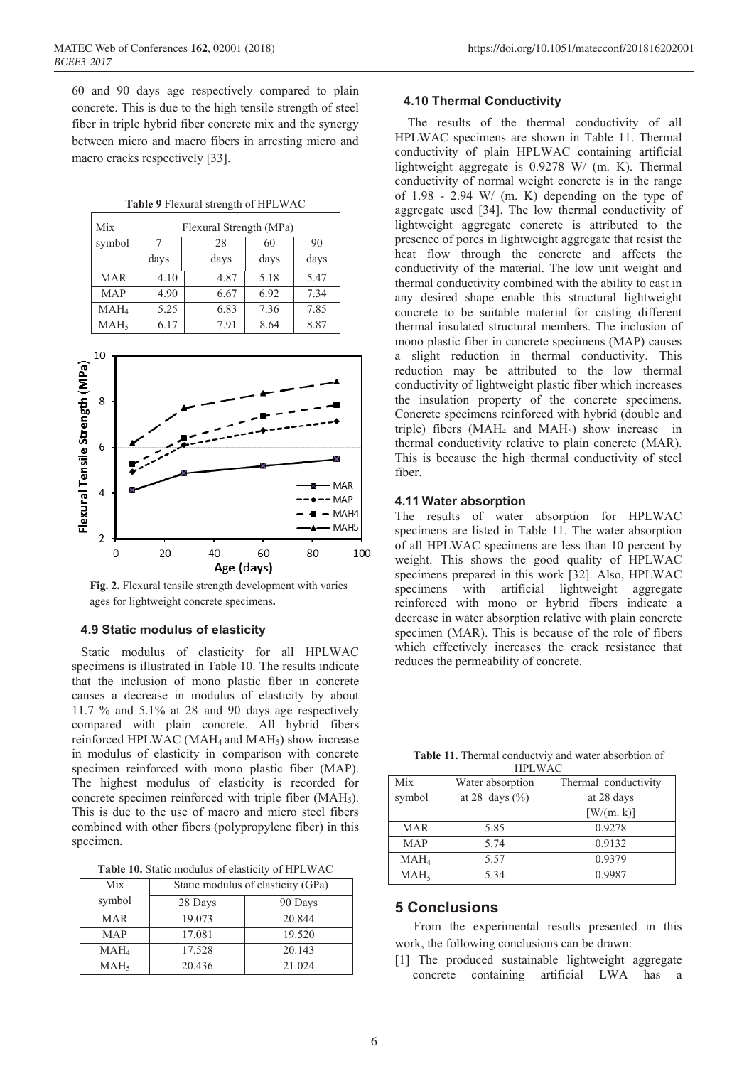60 and 90 days age respectively compared to plain concrete. This is due to the high tensile strength of steel fiber in triple hybrid fiber concrete mix and the synergy between micro and macro fibers in arresting micro and macro cracks respectively [33].

**Table 9** Flexural strength of HPLWAC

| Mix symbol | Flexural Strength (MPa) | | | |
|---|---|---|---|---|
| | 7 days | 28 days | 60 days | 90 days |
| MAR | 4.10 | 4.87 | 5.18 | 5.47 |
| MAP | 4.90 | 6.67 | 6.92 | 7.34 |
| $MAH_4$ | 5.25 | 6.83 | 7.36 | 7.85 |
| $MAH_5$ | 6.17 | 7.91 | 8.64 | 8.87 |

**Fig. 2.** Flexural tensile strength development with varies ages for lightweight concrete specimens**.**

### 4.9 Static modulus of elasticity

Static modulus of elasticity for all HPLWAC specimens is illustrated in Table 10. The results indicate that the inclusion of mono plastic fiber in concrete causes a decrease in modulus of elasticity by about 11.7 % and 5.1% at 28 and 90 days age respectively compared with plain concrete. All hybrid fibers reinforced HPLWAC ($MAH_4$ and $MAH_5$) show increase in modulus of elasticity in comparison with concrete specimen reinforced with mono plastic fiber (MAP). The highest modulus of elasticity is recorded for concrete specimen reinforced with triple fiber ($MAH_5$). This is due to the use of macro and micro steel fibers combined with other fibers (polypropylene fiber) in this specimen.

**Table 10.** Static modulus of elasticity of HPLWAC

| Mix symbol | Static modulus of elasticity (GPa) | |
|---|---|---|
| | 28 Days | 90 Days |
| MAR | 19.073 | 20.844 |
| MAP | 17.081 | 19.520 |
| $MAH_4$ | 17.528 | 20.143 |
| $MAH_5$ | 20.436 | 21.024 |

### 4.10 Thermal Conductivity

The results of the thermal conductivity of all HPLWAC specimens are shown in Table 11. Thermal conductivity of plain HPLWAC containing artificial lightweight aggregate is 0.9278 W/ (m. K). Thermal conductivity of normal weight concrete is in the range of 1.98 - 2.94 W/ (m. K) depending on the type of aggregate used [34]. The low thermal conductivity of lightweight aggregate concrete is attributed to the presence of pores in lightweight aggregate that resist the heat flow through the concrete and affects the conductivity of the material. The low unit weight and thermal conductivity combined with the ability to cast in any desired shape enable this structural lightweight concrete to be suitable material for casting different thermal insulated structural members. The inclusion of mono plastic fiber in concrete specimens (MAP) causes a slight reduction in thermal conductivity. This reduction may be attributed to the low thermal conductivity of lightweight plastic fiber which increases the insulation property of the concrete specimens. Concrete specimens reinforced with hybrid (double and triple) fibers ($MAH_4$ and $MAH_5$) show increase in thermal conductivity relative to plain concrete (MAR). This is because the high thermal conductivity of steel fiber.

### 4.11 Water absorption

The results of water absorption for HPLWAC specimens are listed in Table 11. The water absorption of all HPLWAC specimens are less than 10 percent by weight. This shows the good quality of HPLWAC specimens prepared in this work [32]. Also, HPLWAC specimens with artificial lightweight aggregate reinforced with mono or hybrid fibers indicate a decrease in water absorption relative with plain concrete specimen (MAR). This is because of the role of fibers which effectively increases the crack resistance that reduces the permeability of concrete.

**Table 11.** Thermal conductviy and water absorbtion of HPLWAC

| Mix symbol | Water absorption at 28 days (%) | Thermal conductivity at 28 days [W/(m. k)] |
|---|---|---|
| MAR | 5.85 | 0.9278 |
| MAP | 5.74 | 0.9132 |
| $MAH_4$ | 5.57 | 0.9379 |
| $MAH_5$ | 5.34 | 0.9987 |

## 5 Conclusions

From the experimental results presented in this work, the following conclusions can be drawn:

[1] The produced sustainable lightweight aggregate concrete containing artificial LWA has a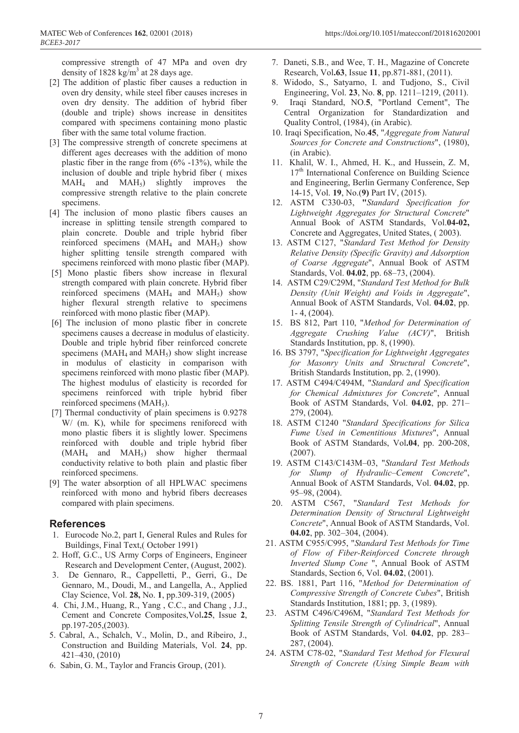compressive strength of 47 MPa and oven dry density of 1828 kg/m$^3$ at 28 days age.

[2] The addition of plastic fiber causes a reduction in oven dry density, while steel fiber causes increses in oven dry density. The addition of hybrid fiber (double and triple) shows increase in densitites compared with specimens containing mono plastic fiber with the same total volume fraction.

[3] The compressive strength of concrete specimens at different ages decreases with the addition of mono plastic fiber in the range from (6% -13%), while the inclusion of double and triple hybrid fiber ( mixes $MAH_4$ and $MAH_5$) slightly improves the compressive strength relative to the plain concrete specimens.

[4] The inclusion of mono plastic fibers causes an increase in splitting tensile strength compared to plain concrete. Double and triple hybrid fiber reinforced specimens ($MAH_4$ and $MAH_5$) show higher splitting tensile strength compared with specimens reinforced with mono plastic fiber (MAP).

[5] Mono plastic fibers show increase in flexural strength compared with plain concrete. Hybrid fiber reinforced specimens ($MAH_4$ and $MAH_5$) show higher flexural strength relative to specimens reinforced with mono plastic fiber (MAP).

[6] The inclusion of mono plastic fiber in concrete specimens causes a decrease in modulus of elasticity. Double and triple hybrid fiber reinforced concrete specimens ($MAH_4$ and $MAH_5$) show slight increase in modulus of elasticity in comparison with specimens reinforced with mono plastic fiber (MAP). The highest modulus of elasticity is recorded for specimens reinforced with triple hybrid fiber reinforced specimens ($MAH_5$).

[7] Thermal conductivity of plain specimens is 0.9278 W/ (m. K), while for specimens reniforecd with mono plastic fibers it is slightly lower. Specimens reinforced with double and triple hybrid fiber ($MAH_4$ and $MAH_5$) show higher thermaal conductivity relative to both plain and plastic fiber reinforced specimens.

[9] The water absorption of all HPLWAC specimens reinforced with mono and hybrid fibers decreases compared with plain specimens.

## References

1. Eurocode No.2, part I, General Rules and Rules for Buildings, Final Text,( October 1991)
2. Hoff, G.C., US Army Corps of Engineers, Engineer Research and Development Center, (August, 2002).
3. De Gennaro, R., Cappelletti, P., Gerri, G., De Gennaro, M., Doudi, M., and Langella, A., Applied Clay Science, Vol. **28,** No. **1**, pp.309-319, (2005)
4. Chi, J.M., Huang, R., Yang , C.C., and Chang , J.J., Cement and Concrete Composites,Vol.**25**, Issue **2**, pp.197-205,(2003).
5. Cabral, A., Schalch, V., Molin, D., and Ribeiro, J., Construction and Building Materials, Vol. **24**, pp. 421–430, (2010)
6. Sabin, G. M., Taylor and Francis Group, (201).
7. Daneti, S.B., and Wee, T. H., Magazine of Concrete Research, Vol**.63**, Issue **11**, pp.871-881, (2011).
8. Widodo, S., Satyarno, I. and Tudjono, S., Civil Engineering, Vol. **23**, No. **8**, pp. 1211–1219, (2011).
9. Iraqi Standard, NO.**5**, "Portland Cement", The Central Organization for Standardization and Quality Control, (1984), (in Arabic).
10. Iraqi Specification, No.**45**, "*Aggregate from Natural Sources for Concrete and Constructions*", (1980), (in Arabic).
11. Khalil, W. I., Ahmed, H. K., and Hussein, Z. M, 17$^{th}$ International Conference on Building Science and Engineering, Berlin Germany Conference, Sep 14-15, Vol. **19**, No.(**9)** Part IV, (2015).
12. ASTM C330-03, **"***Standard Specification for Lightweight Aggregates for Structural Concrete*" Annual Book of ASTM Standards, Vol.**04-02,** Concrete and Aggregates, United States, ( 2003).
13. ASTM C127, "*Standard Test Method for Density Relative Density (Specific Gravity) and Adsorption of Coarse Aggregate*", Annual Book of ASTM Standards, Vol. **04.02**, pp. 68–73, (2004).
14. ASTM C29/C29M, "*Standard Test Method for Bulk Density (Unit Weight) and Voids in Aggregate*", Annual Book of ASTM Standards, Vol. **04.02**, pp. 1- 4, (2004).
15. BS 812, Part 110, "*Method for Determination of Aggregate Crushing Value (ACV)*", British Standards Institution, pp. 8, (1990).
16. BS 3797, "*Specification for Lightweight Aggregates for Masonry Units and Structural Concrete*", British Standards Institution, pp. 2, (1990).
17. ASTM C494/C494M, "*Standard and Specification for Chemical Admixtures for Concrete*", Annual Book of ASTM Standards, Vol. **04.02**, pp. 271–279, (2004).
18. ASTM C1240 "*Standard Specifications for Silica Fume Used in Cementitious Mixtures*", Annual Book of ASTM Standards, Vol**.04**, pp. 200-208, (2007).
19. ASTM C143/C143M–03, "*Standard Test Methods for Slump of Hydraulic–Cement Concrete*", Annual Book of ASTM Standards, Vol. **04.02**, pp. 95–98, (2004).
20. ASTM C567, "*Standard Test Methods for Determination Density of Structural Lightweight Concrete*", Annual Book of ASTM Standards, Vol. **04.02**, pp. 302–304, (2004).
21. ASTM C955/C995, "*Standard Test Methods for Time of Flow of Fiber-Reinforced Concrete through Inverted Slump Cone* ", Annual Book of ASTM Standards, Section 6, Vol. **04.02**, (2001).
22. BS. 1881, Part 116, "*Method for Determination of Compressive Strength of Concrete Cubes*", British Standards Institution, 1881; pp. 3, (1989).
23. ASTM C496/C496M, "*Standard Test Methods for Splitting Tensile Strength of Cylindrical*", Annual Book of ASTM Standards, Vol. **04.02**, pp. 283–287, (2004).
24. ASTM C78-02, "*Standard Test Method for Flexural Strength of Concrete (Using Simple Beam with*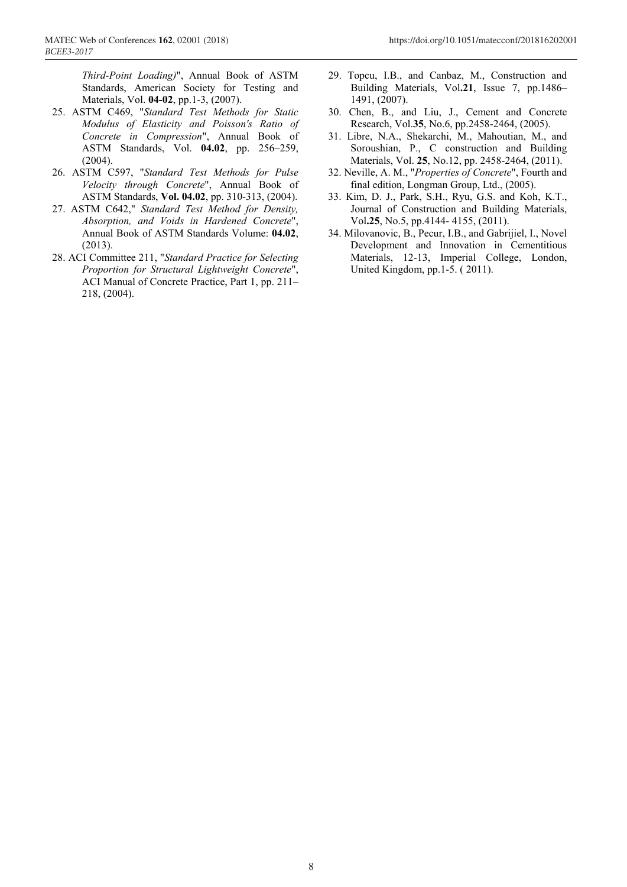*Third-Point Loading)*", Annual Book of ASTM Standards, American Society for Testing and Materials, Vol. **04-02**, pp.1-3, (2007).

25. ASTM C469, "*Standard Test Methods for Static Modulus of Elasticity and Poisson's Ratio of Concrete in Compression*", Annual Book of ASTM Standards, Vol. **04.02**, pp. 256–259, (2004).
26. ASTM C597, "*Standard Test Methods for Pulse Velocity through Concrete*", Annual Book of ASTM Standards, **Vol. 04.02**, pp. 310-313, (2004).
27. ASTM C642," *Standard Test Method for Density, Absorption, and Voids in Hardened Concrete*", Annual Book of ASTM Standards Volume: **04.02**, (2013).
28. ACI Committee 211, "*Standard Practice for Selecting Proportion for Structural Lightweight Concrete*", ACI Manual of Concrete Practice, Part 1, pp. 211–218, (2004).
29. Topcu, I.B., and Canbaz, M., Construction and Building Materials, Vol**.21**, Issue 7, pp.1486–1491, (2007).
30. Chen, B., and Liu, J., Cement and Concrete Research, Vol.**35**, No.6, pp.2458-2464, (2005).
31. Libre, N.A., Shekarchi, M., Mahoutian, M., and Soroushian, P., C construction and Building Materials, Vol. **25**, No.12, pp. 2458-2464, (2011).
32. Neville, A. M., "*Properties of Concrete*", Fourth and final edition, Longman Group, Ltd., (2005).
33. Kim, D. J., Park, S.H., Ryu, G.S. and Koh, K.T., Journal of Construction and Building Materials, Vol**.25**, No.5, pp.4144- 4155, (2011).
34. Milovanovic, B., Pecur, I.B., and Gabrijiel, I., Novel Development and Innovation in Cementitious Materials, 12-13, Imperial College, London, United Kingdom, pp.1-5. ( 2011).